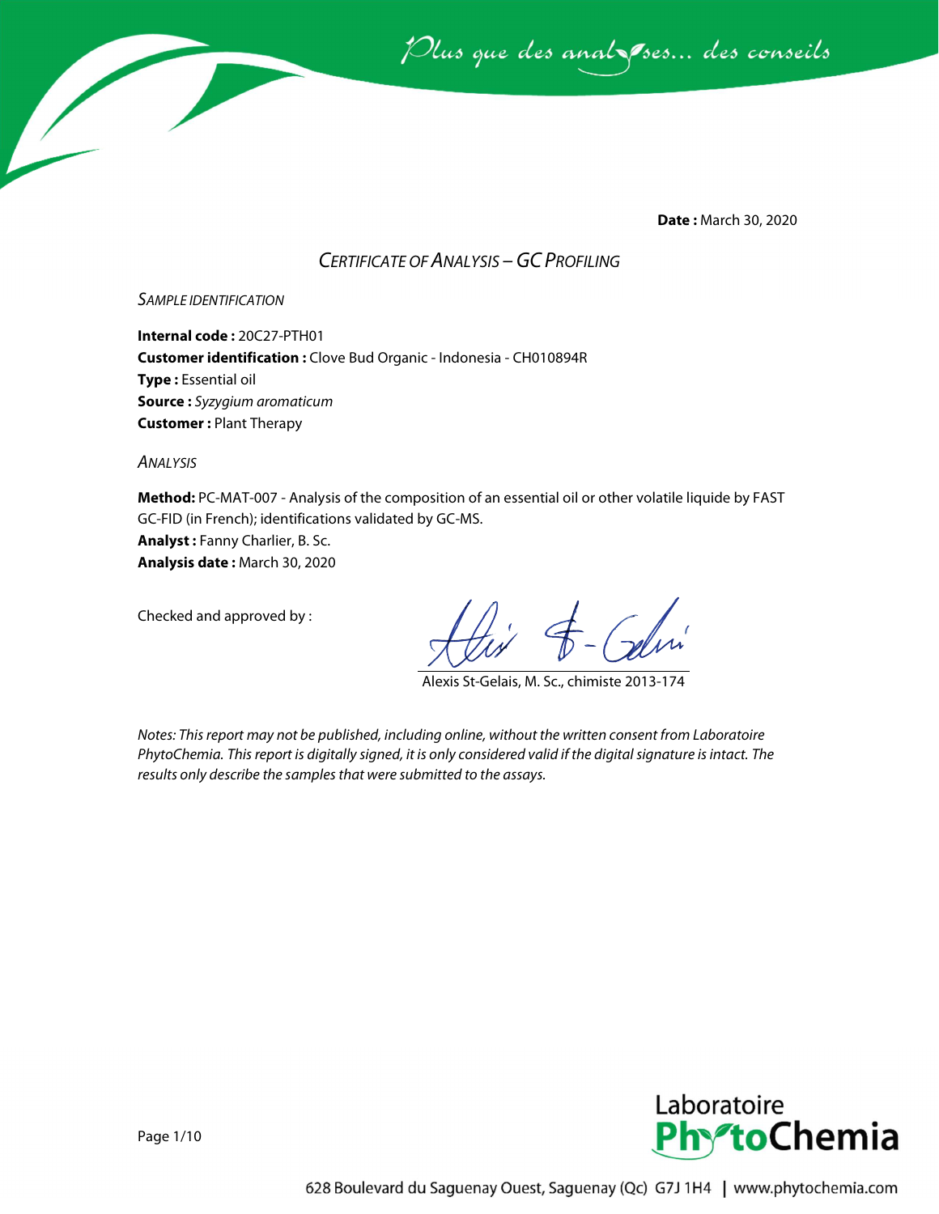Plus que des analyses... des conseils

**Date :** March 30, 2020

## *CERTIFICATE OF ANALYSIS – GC PROFILING*

### *SAMPLE IDENTIFICATION*

**Internal code :** 20C27-PTH01
**Customer identification :** Clove Bud Organic - Indonesia - CH010894R
**Type :** Essential oil
**Source :** *Syzygium aromaticum*
**Customer :** Plant Therapy

### *ANALYSIS*

**Method:** PC-MAT-007 - Analysis of the composition of an essential oil or other volatile liquide by FAST GC-FID (in French); identifications validated by GC-MS.
**Analyst :** Fanny Charlier, B. Sc.
**Analysis date :** March 30, 2020

Checked and approved by :

Alexis St-Gelais, M. Sc., chimiste 2013-174

*Notes: This report may not be published, including online, without the written consent from Laboratoire PhytoChemia. This report is digitally signed, it is only considered valid if the digital signature is intact. The results only describe the samples that were submitted to the assays.*

Laboratoire PhytoChemia

628 Boulevard du Saguenay Ouest, Saguenay (Qc) G7J 1H4 | www.phytochemia.com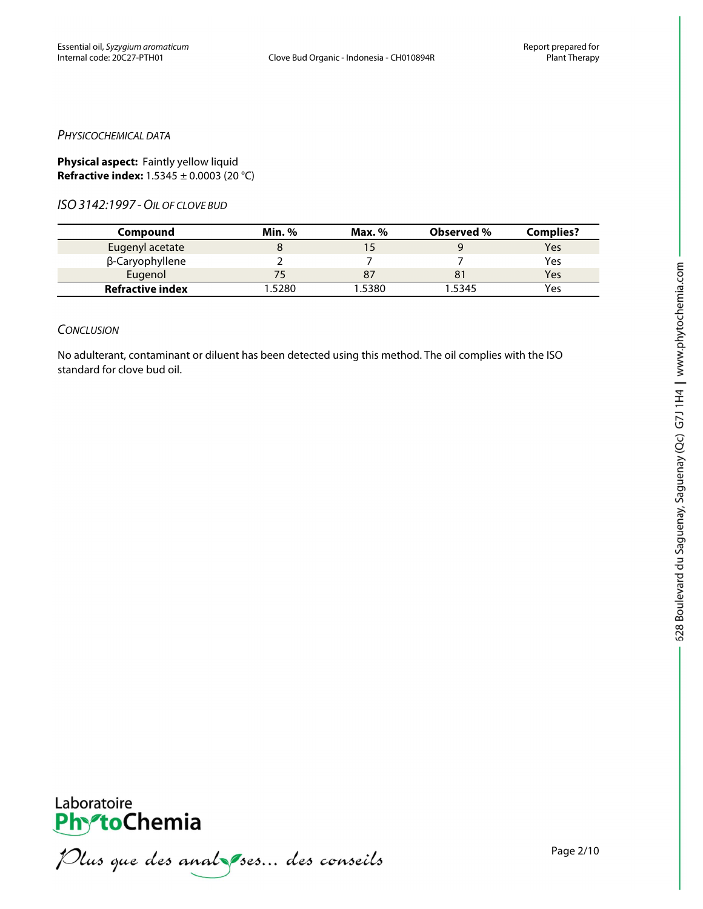*PHYSICOCHEMICAL DATA*

**Physical aspect:** Faintly yellow liquid
**Refractive index:** 1.5345 ± 0.0003 (20 °C)

*ISO 3142:1997 - OIL OF CLOVE BUD*

| Compound | Min. % | Max. % | Observed % | Complies? |
|---|---|---|---|---|
| Eugenyl acetate | 8 | 15 | 9 | Yes |
| β-Caryophyllene | 2 | 7 | 7 | Yes |
| Eugenol | 75 | 87 | 81 | Yes |
| **Refractive index** | 1.5280 | 1.5380 | 1.5345 | Yes |

*CONCLUSION*

No adulterant, contaminant or diluent has been detected using this method. The oil complies with the ISO standard for clove bud oil.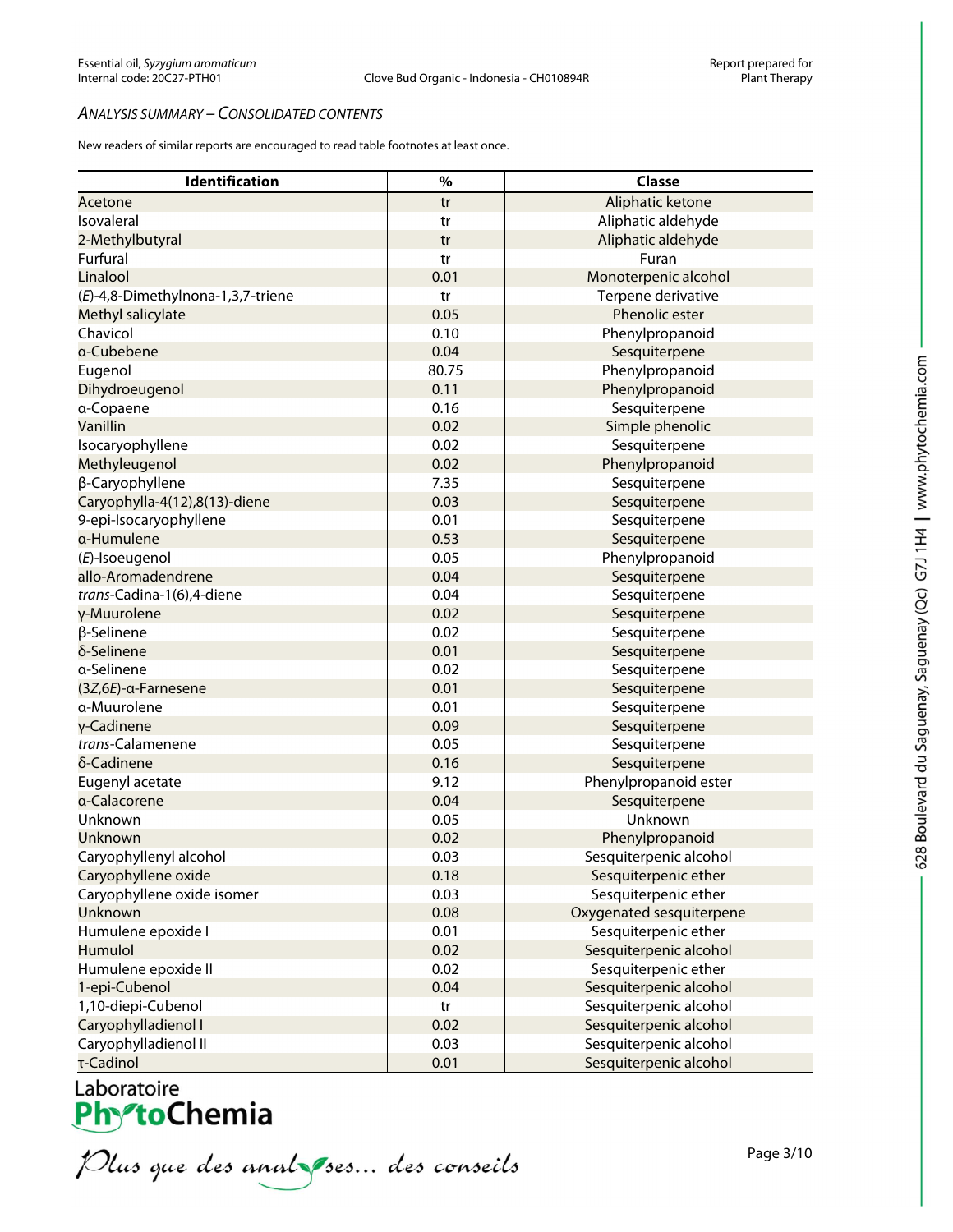*ANALYSIS SUMMARY – CONSOLIDATED CONTENTS*

New readers of similar reports are encouraged to read table footnotes at least once.

| Identification | % | Classe |
|---|---|---|
| Acetone | tr | Aliphatic ketone |
| Isovaleral | tr | Aliphatic aldehyde |
| 2-Methylbutyral | tr | Aliphatic aldehyde |
| Furfural | tr | Furan |
| Linalool | 0.01 | Monoterpenic alcohol |
| (*E*)-4,8-Dimethylnona-1,3,7-triene | tr | Terpene derivative |
| Methyl salicylate | 0.05 | Phenolic ester |
| Chavicol | 0.10 | Phenylpropanoid |
| α-Cubebene | 0.04 | Sesquiterpene |
| Eugenol | 80.75 | Phenylpropanoid |
| Dihydroeugenol | 0.11 | Phenylpropanoid |
| α-Copaene | 0.16 | Sesquiterpene |
| Vanillin | 0.02 | Simple phenolic |
| Isocaryophyllene | 0.02 | Sesquiterpene |
| Methyleugenol | 0.02 | Phenylpropanoid |
| β-Caryophyllene | 7.35 | Sesquiterpene |
| Caryophylla-4(12),8(13)-diene | 0.03 | Sesquiterpene |
| 9-epi-Isocaryophyllene | 0.01 | Sesquiterpene |
| α-Humulene | 0.53 | Sesquiterpene |
| (*E*)-Isoeugenol | 0.05 | Phenylpropanoid |
| allo-Aromadendrene | 0.04 | Sesquiterpene |
| *trans*-Cadina-1(6),4-diene | 0.04 | Sesquiterpene |
| γ-Muurolene | 0.02 | Sesquiterpene |
| β-Selinene | 0.02 | Sesquiterpene |
| δ-Selinene | 0.01 | Sesquiterpene |
| α-Selinene | 0.02 | Sesquiterpene |
| (3*Z*,6*E*)-α-Farnesene | 0.01 | Sesquiterpene |
| α-Muurolene | 0.01 | Sesquiterpene |
| γ-Cadinene | 0.09 | Sesquiterpene |
| *trans*-Calamenene | 0.05 | Sesquiterpene |
| δ-Cadinene | 0.16 | Sesquiterpene |
| Eugenyl acetate | 9.12 | Phenylpropanoid ester |
| α-Calacorene | 0.04 | Sesquiterpene |
| Unknown | 0.05 | Unknown |
| Unknown | 0.02 | Phenylpropanoid |
| Caryophyllenyl alcohol | 0.03 | Sesquiterpenic alcohol |
| Caryophyllene oxide | 0.18 | Sesquiterpenic ether |
| Caryophyllene oxide isomer | 0.03 | Sesquiterpenic ether |
| Unknown | 0.08 | Oxygenated sesquiterpene |
| Humulene epoxide I | 0.01 | Sesquiterpenic ether |
| Humulol | 0.02 | Sesquiterpenic alcohol |
| Humulene epoxide II | 0.02 | Sesquiterpenic ether |
| 1-epi-Cubenol | 0.04 | Sesquiterpenic alcohol |
| 1,10-diepi-Cubenol | tr | Sesquiterpenic alcohol |
| Caryophylladienol I | 0.02 | Sesquiterpenic alcohol |
| Caryophylladienol II | 0.03 | Sesquiterpenic alcohol |
| τ-Cadinol | 0.01 | Sesquiterpenic alcohol |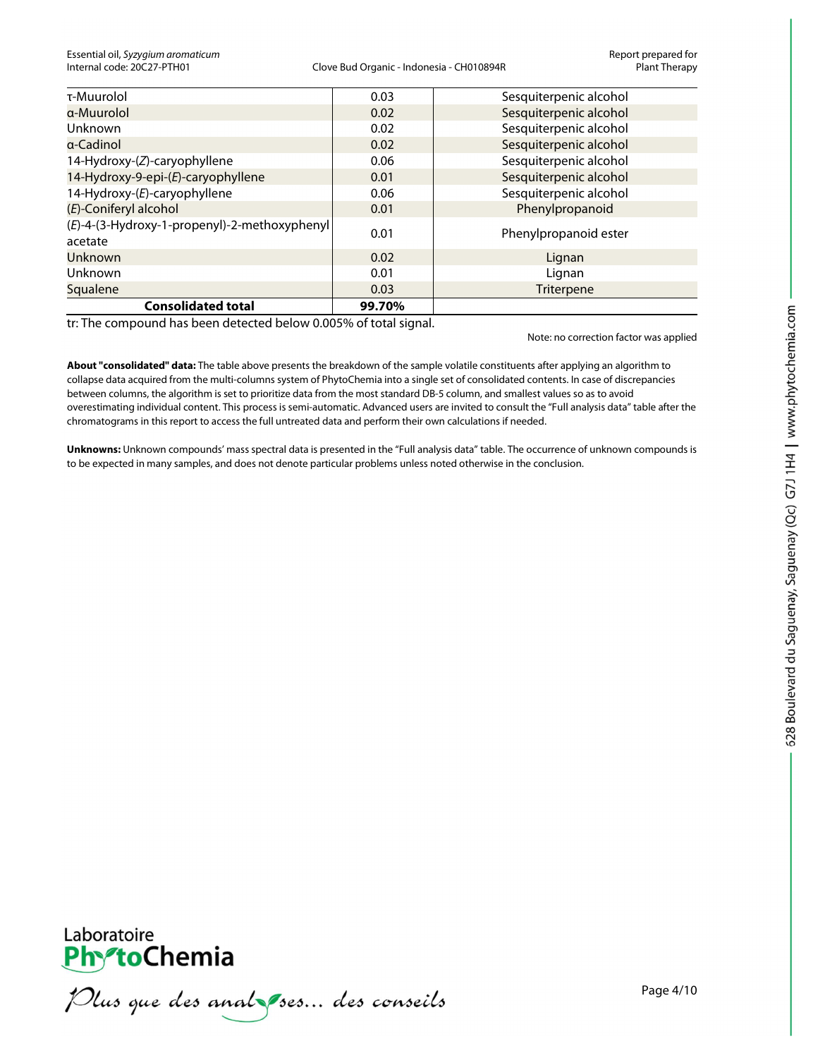| | | |
|---|---|---|
| τ-Muurolol | 0.03 | Sesquiterpenic alcohol |
| α-Muurolol | 0.02 | Sesquiterpenic alcohol |
| Unknown | 0.02 | Sesquiterpenic alcohol |
| α-Cadinol | 0.02 | Sesquiterpenic alcohol |
| 14-Hydroxy-(*Z*)-caryophyllene | 0.06 | Sesquiterpenic alcohol |
| 14-Hydroxy-9-epi-(*E*)-caryophyllene | 0.01 | Sesquiterpenic alcohol |
| 14-Hydroxy-(*E*)-caryophyllene | 0.06 | Sesquiterpenic alcohol |
| (*E*)-Coniferyl alcohol | 0.01 | Phenylpropanoid |
| (*E*)-4-(3-Hydroxy-1-propenyl)-2-methoxyphenyl acetate | 0.01 | Phenylpropanoid ester |
| Unknown | 0.02 | Lignan |
| Unknown | 0.01 | Lignan |
| Squalene | 0.03 | Triterpene |
| **Consolidated total** | **99.70%** | |

tr: The compound has been detected below 0.005% of total signal.

Note: no correction factor was applied

**About "consolidated" data:** The table above presents the breakdown of the sample volatile constituents after applying an algorithm to collapse data acquired from the multi-columns system of PhytoChemia into a single set of consolidated contents. In case of discrepancies between columns, the algorithm is set to prioritize data from the most standard DB-5 column, and smallest values so as to avoid overestimating individual content. This process is semi-automatic. Advanced users are invited to consult the "Full analysis data" table after the chromatograms in this report to access the full untreated data and perform their own calculations if needed.

**Unknowns:** Unknown compounds' mass spectral data is presented in the "Full analysis data" table. The occurrence of unknown compounds is to be expected in many samples, and does not denote particular problems unless noted otherwise in the conclusion.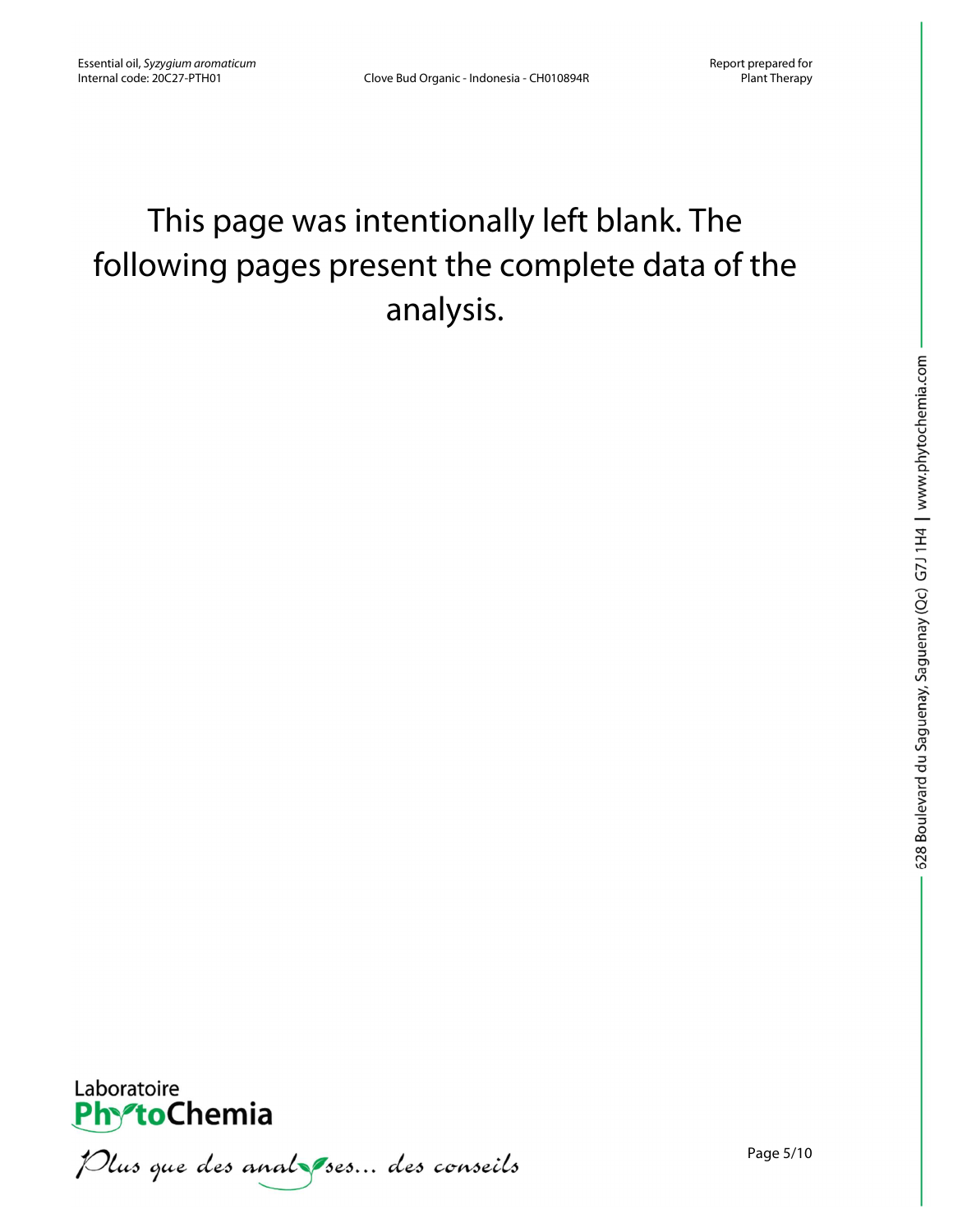This page was intentionally left blank. The following pages present the complete data of the analysis.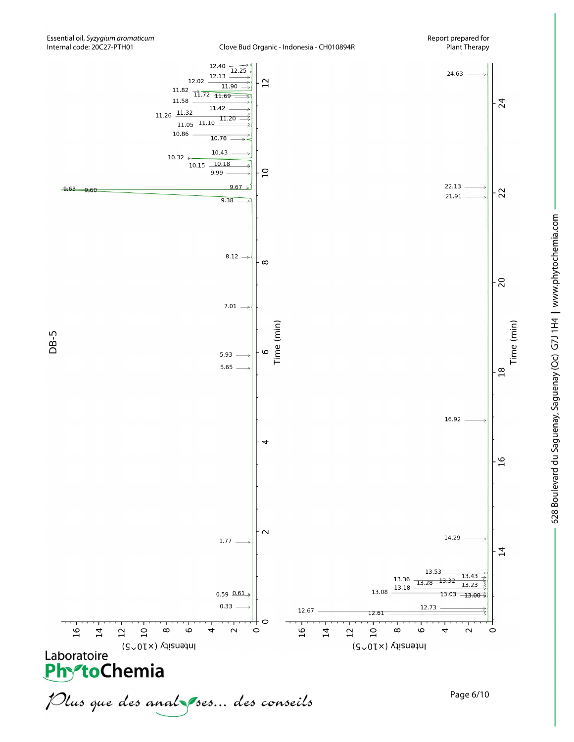DB-5

Time (min)

Intensity (×10^5)

Peak retention times (min): 0.33, 0.59, 0.61, 1.77, 5.65, 5.93, 7.01, 8.12, 9.38, 9.60, 9.63, 9.67, 9.99, 10.15, 10.18, 10.32, 10.43, 10.76, 10.86, 11.05, 11.10, 11.20, 11.26, 11.32, 11.42, 11.58, 11.69, 11.72, 11.82, 11.90, 12.02, 12.13, 12.25, 12.40

Peak retention times (min): 12.61, 12.67, 12.73, 13.00, 13.03, 13.08, 13.18, 13.23, 13.28, 13.32, 13.36, 13.43, 13.53, 14.29, 16.92, 21.91, 22.13, 24.63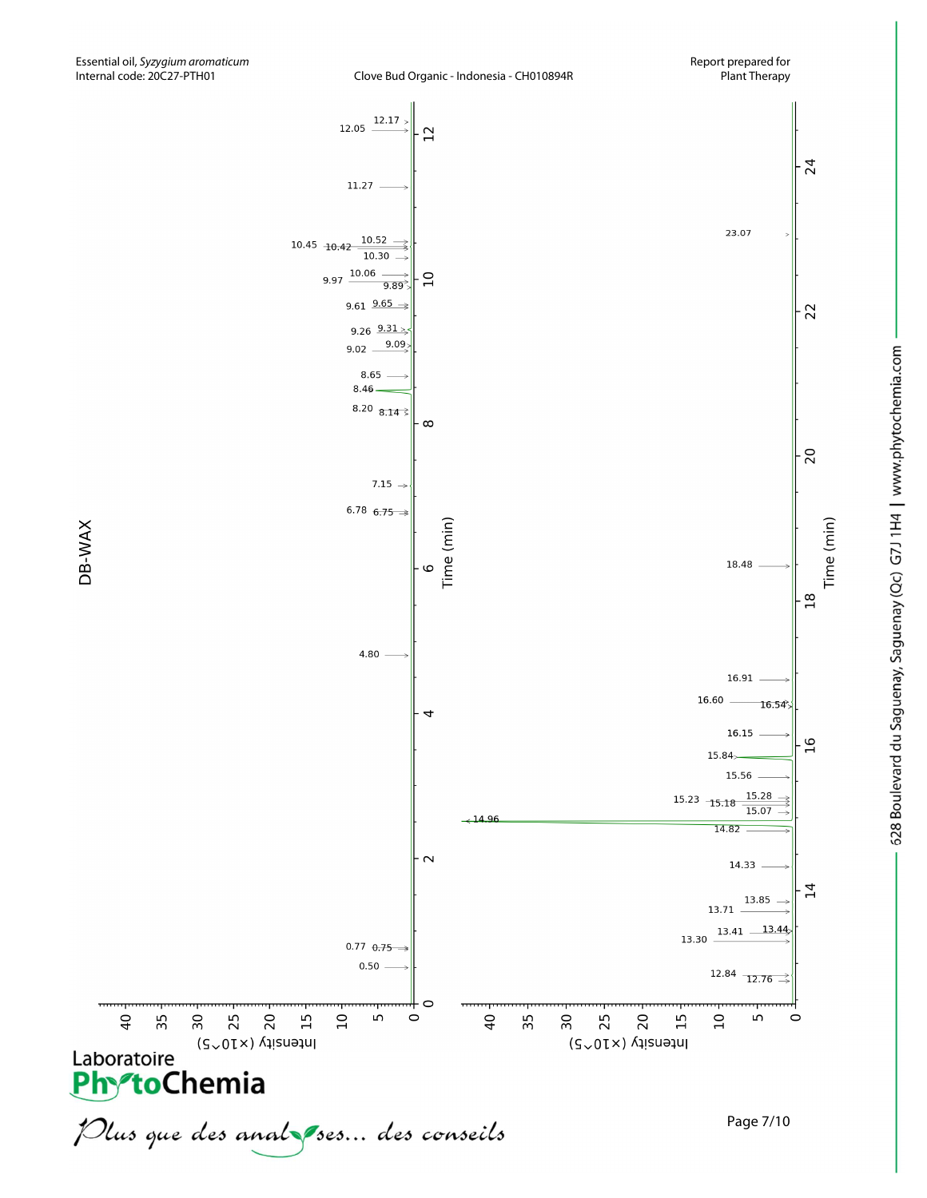## DB-WAX

Time (min)

Intensity (×10^5)

0.50
0.75
0.77
4.80
6.75
6.78
7.15
8.14
8.20
8.46
8.65
9.02
9.09
9.26
9.31
9.61
9.65
9.89
9.97
10.06
10.30
10.42
10.45
10.52
11.27
12.05
12.17

12.76
12.84
13.30
13.41
13.44
13.71
13.85
14.33
14.82
14.96
15.07
15.18
15.23
15.28
15.56
15.84
16.15
16.54
16.60
16.91
18.48
23.07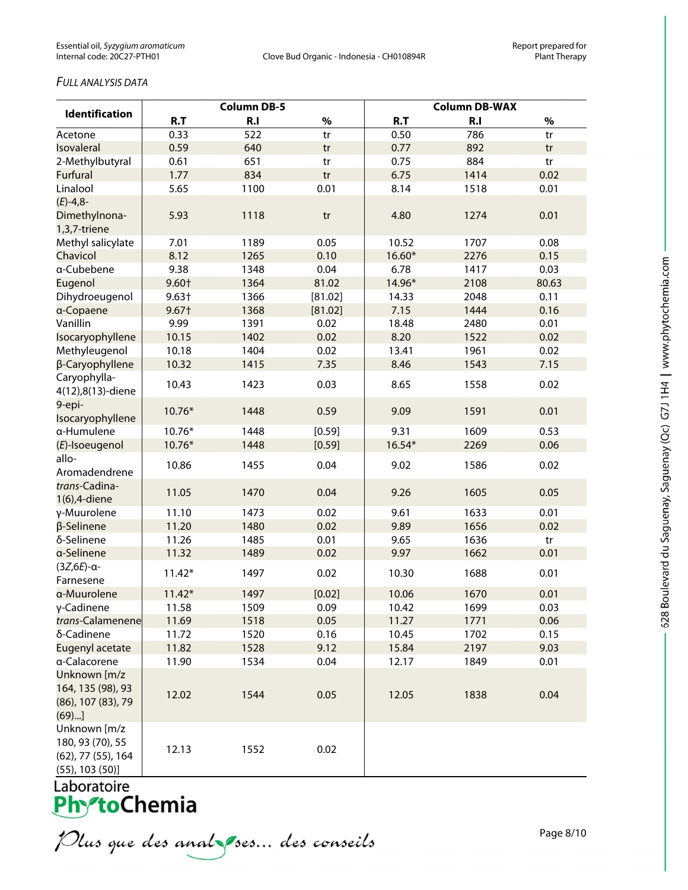*FULL ANALYSIS DATA*

| Identification | Column DB-5 | | | Column DB-WAX | | |
|---|---|---|---|---|---|---|
| | R.T | R.I | % | R.T | R.I | % |
| Acetone | 0.33 | 522 | tr | 0.50 | 786 | tr |
| Isovaleral | 0.59 | 640 | tr | 0.77 | 892 | tr |
| 2-Methylbutyral | 0.61 | 651 | tr | 0.75 | 884 | tr |
| Furfural | 1.77 | 834 | tr | 6.75 | 1414 | 0.02 |
| Linalool | 5.65 | 1100 | 0.01 | 8.14 | 1518 | 0.01 |
| (*E*)-4,8-Dimethylnona-1,3,7-triene | 5.93 | 1118 | tr | 4.80 | 1274 | 0.01 |
| Methyl salicylate | 7.01 | 1189 | 0.05 | 10.52 | 1707 | 0.08 |
| Chavicol | 8.12 | 1265 | 0.10 | 16.60* | 2276 | 0.15 |
| α-Cubebene | 9.38 | 1348 | 0.04 | 6.78 | 1417 | 0.03 |
| Eugenol | 9.60† | 1364 | 81.02 | 14.96* | 2108 | 80.63 |
| Dihydroeugenol | 9.63† | 1366 | [81.02] | 14.33 | 2048 | 0.11 |
| α-Copaene | 9.67† | 1368 | [81.02] | 7.15 | 1444 | 0.16 |
| Vanillin | 9.99 | 1391 | 0.02 | 18.48 | 2480 | 0.01 |
| Isocaryophyllene | 10.15 | 1402 | 0.02 | 8.20 | 1522 | 0.02 |
| Methyleugenol | 10.18 | 1404 | 0.02 | 13.41 | 1961 | 0.02 |
| β-Caryophyllene | 10.32 | 1415 | 7.35 | 8.46 | 1543 | 7.15 |
| Caryophylla-4(12),8(13)-diene | 10.43 | 1423 | 0.03 | 8.65 | 1558 | 0.02 |
| 9-epi-Isocaryophyllene | 10.76* | 1448 | 0.59 | 9.09 | 1591 | 0.01 |
| α-Humulene | 10.76* | 1448 | [0.59] | 9.31 | 1609 | 0.53 |
| (*E*)-Isoeugenol | 10.76* | 1448 | [0.59] | 16.54* | 2269 | 0.06 |
| allo-Aromadendrene | 10.86 | 1455 | 0.04 | 9.02 | 1586 | 0.02 |
| *trans*-Cadina-1(6),4-diene | 11.05 | 1470 | 0.04 | 9.26 | 1605 | 0.05 |
| γ-Muurolene | 11.10 | 1473 | 0.02 | 9.61 | 1633 | 0.01 |
| β-Selinene | 11.20 | 1480 | 0.02 | 9.89 | 1656 | 0.02 |
| δ-Selinene | 11.26 | 1485 | 0.01 | 9.65 | 1636 | tr |
| α-Selinene | 11.32 | 1489 | 0.02 | 9.97 | 1662 | 0.01 |
| (3*Z*,6*E*)-α-Farnesene | 11.42* | 1497 | 0.02 | 10.30 | 1688 | 0.01 |
| α-Muurolene | 11.42* | 1497 | [0.02] | 10.06 | 1670 | 0.01 |
| γ-Cadinene | 11.58 | 1509 | 0.09 | 10.42 | 1699 | 0.03 |
| *trans*-Calamenene | 11.69 | 1518 | 0.05 | 11.27 | 1771 | 0.06 |
| δ-Cadinene | 11.72 | 1520 | 0.16 | 10.45 | 1702 | 0.15 |
| Eugenyl acetate | 11.82 | 1528 | 9.12 | 15.84 | 2197 | 9.03 |
| α-Calacorene | 11.90 | 1534 | 0.04 | 12.17 | 1849 | 0.01 |
| Unknown [m/z 164, 135 (98), 93 (86), 107 (83), 79 (69)...] | 12.02 | 1544 | 0.05 | 12.05 | 1838 | 0.04 |
| Unknown [m/z 180, 93 (70), 55 (62), 77 (55), 164 (55), 103 (50)] | 12.13 | 1552 | 0.02 | | | |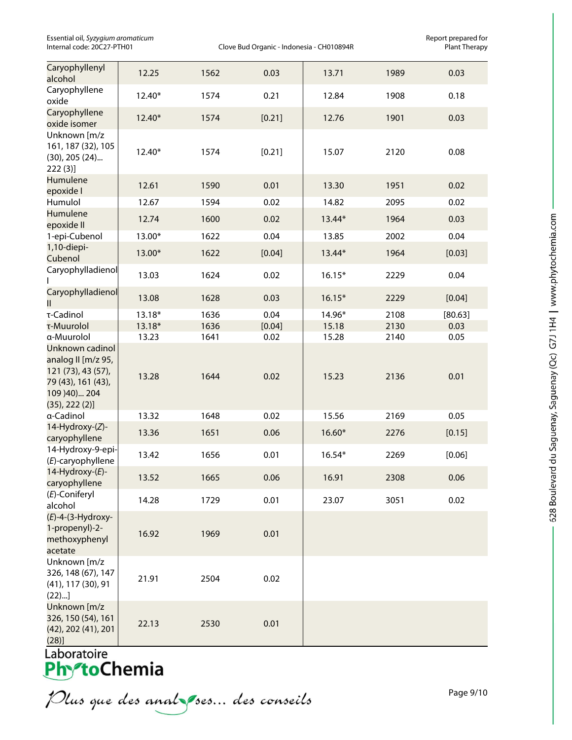| | | | | | | |
|---|---|---|---|---|---|---|
| Caryophyllenyl alcohol | 12.25 | 1562 | 0.03 | 13.71 | 1989 | 0.03 |
| Caryophyllene oxide | 12.40* | 1574 | 0.21 | 12.84 | 1908 | 0.18 |
| Caryophyllene oxide isomer | 12.40* | 1574 | [0.21] | 12.76 | 1901 | 0.03 |
| Unknown [m/z 161, 187 (32), 105 (30), 205 (24)... 222 (3)] | 12.40* | 1574 | [0.21] | 15.07 | 2120 | 0.08 |
| Humulene epoxide I | 12.61 | 1590 | 0.01 | 13.30 | 1951 | 0.02 |
| Humulol | 12.67 | 1594 | 0.02 | 14.82 | 2095 | 0.02 |
| Humulene epoxide II | 12.74 | 1600 | 0.02 | 13.44* | 1964 | 0.03 |
| 1-epi-Cubenol | 13.00* | 1622 | 0.04 | 13.85 | 2002 | 0.04 |
| 1,10-diepi-Cubenol | 13.00* | 1622 | [0.04] | 13.44* | 1964 | [0.03] |
| Caryophylladienol I | 13.03 | 1624 | 0.02 | 16.15* | 2229 | 0.04 |
| Caryophylladienol II | 13.08 | 1628 | 0.03 | 16.15* | 2229 | [0.04] |
| τ-Cadinol | 13.18* | 1636 | 0.04 | 14.96* | 2108 | [80.63] |
| τ-Muurolol | 13.18* | 1636 | [0.04] | 15.18 | 2130 | 0.03 |
| α-Muurolol | 13.23 | 1641 | 0.02 | 15.28 | 2140 | 0.05 |
| Unknown cadinol analog II [m/z 95, 121 (73), 43 (57), 79 (43), 161 (43), 109 )40)... 204 (35), 222 (2)] | 13.28 | 1644 | 0.02 | 15.23 | 2136 | 0.01 |
| α-Cadinol | 13.32 | 1648 | 0.02 | 15.56 | 2169 | 0.05 |
| 14-Hydroxy-(*Z*)-caryophyllene | 13.36 | 1651 | 0.06 | 16.60* | 2276 | [0.15] |
| 14-Hydroxy-9-epi-(*E*)-caryophyllene | 13.42 | 1656 | 0.01 | 16.54* | 2269 | [0.06] |
| 14-Hydroxy-(*E*)-caryophyllene | 13.52 | 1665 | 0.06 | 16.91 | 2308 | 0.06 |
| (*E*)-Coniferyl alcohol | 14.28 | 1729 | 0.01 | 23.07 | 3051 | 0.02 |
| (*E*)-4-(3-Hydroxy-1-propenyl)-2-methoxyphenyl acetate | 16.92 | 1969 | 0.01 | | | |
| Unknown [m/z 326, 148 (67), 147 (41), 117 (30), 91 (22)...] | 21.91 | 2504 | 0.02 | | | |
| Unknown [m/z 326, 150 (54), 161 (42), 202 (41), 201 (28)] | 22.13 | 2530 | 0.01 | | | |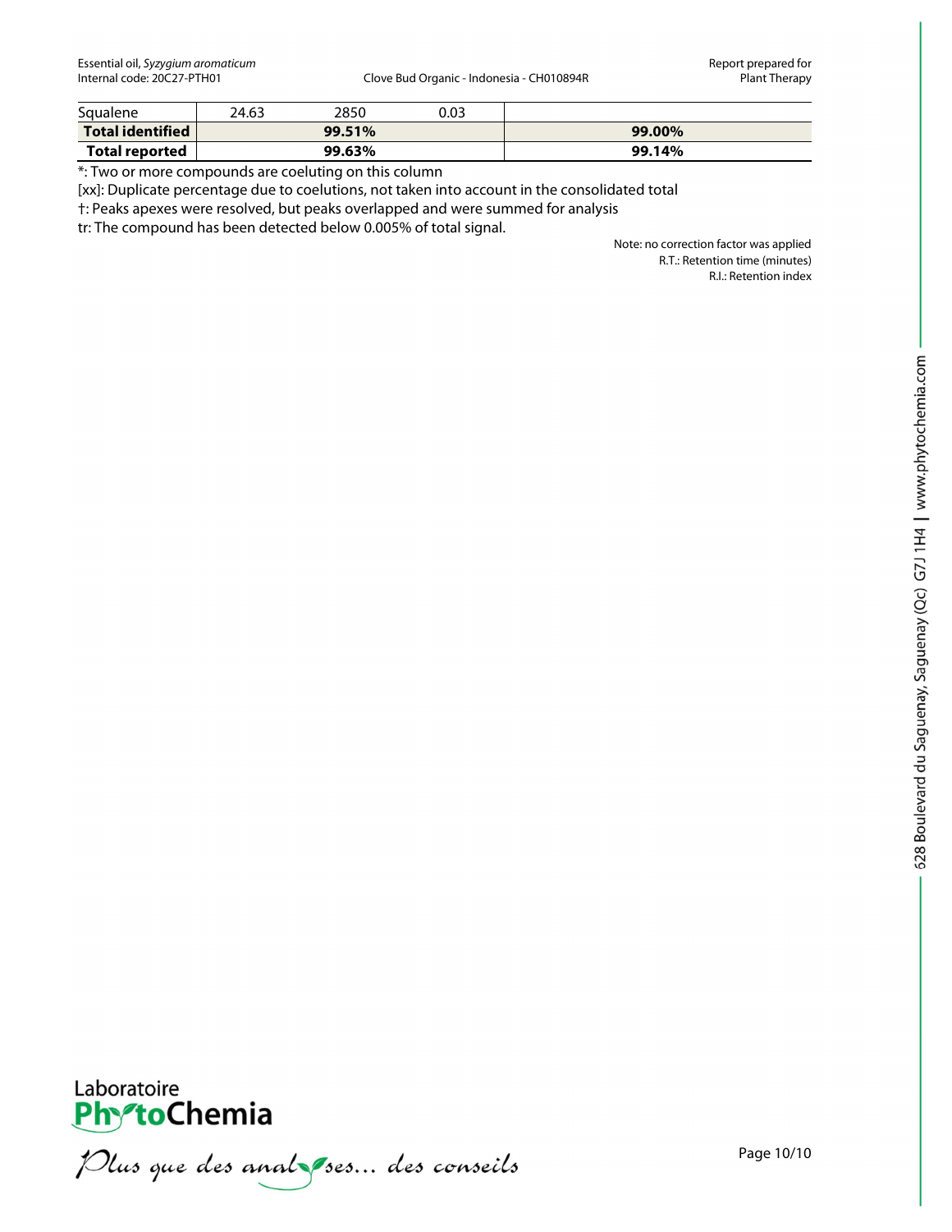| | | | | |
|---|---|---|---|---|
| Squalene | 24.63 | 2850 | 0.03 | |
| **Total identified** | **99.51%** | | | **99.00%** |
| **Total reported** | **99.63%** | | | **99.14%** |

*: Two or more compounds are coeluting on this column

[xx]: Duplicate percentage due to coelutions, not taken into account in the consolidated total

†: Peaks apexes were resolved, but peaks overlapped and were summed for analysis

tr: The compound has been detected below 0.005% of total signal.

Note: no correction factor was applied

R.T.: Retention time (minutes)

R.I.: Retention index